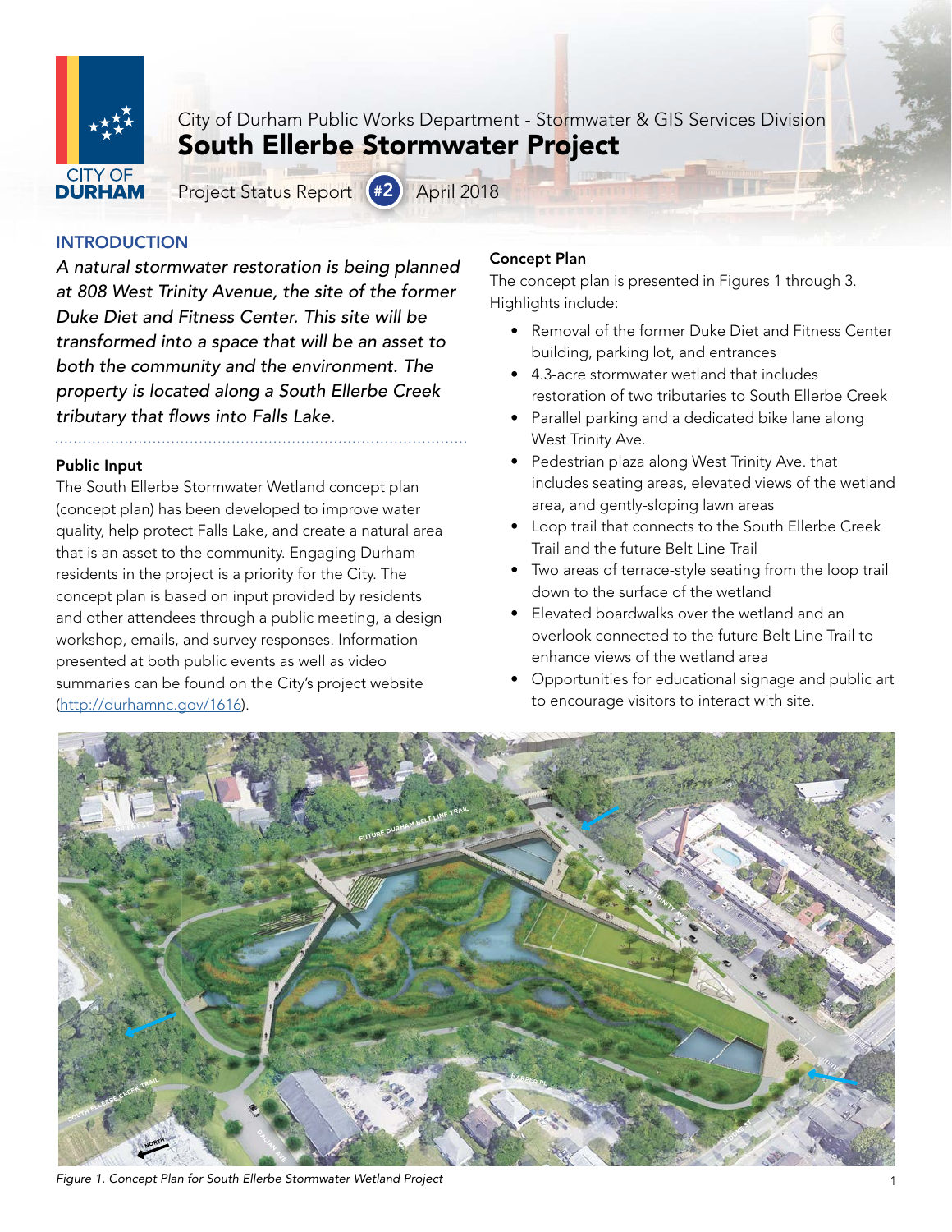City of Durham Public Works Department - Stormwater & GIS Services Division

# South Ellerbe Stormwater Project

Project Status Report #2 April 2018

## INTRODUCTION

*A natural stormwater restoration is being planned at 808 West Trinity Avenue, the site of the former Duke Diet and Fitness Center. This site will be transformed into a space that will be an asset to both the community and the environment. The property is located along a South Ellerbe Creek tributary that flows into Falls Lake.*

### Public Input

The South Ellerbe Stormwater Wetland concept plan (concept plan) has been developed to improve water quality, help protect Falls Lake, and create a natural area that is an asset to the community. Engaging Durham residents in the project is a priority for the City. The concept plan is based on input provided by residents and other attendees through a public meeting, a design workshop, emails, and survey responses. Information presented at both public events as well as video summaries can be found on the City's project website (http://durhamnc.gov/1616).

### Concept Plan

The concept plan is presented in Figures 1 through 3. Highlights include:

- Removal of the former Duke Diet and Fitness Center building, parking lot, and entrances
- 4.3-acre stormwater wetland that includes restoration of two tributaries to South Ellerbe Creek
- Parallel parking and a dedicated bike lane along West Trinity Ave.
- Pedestrian plaza along West Trinity Ave. that includes seating areas, elevated views of the wetland area, and gently-sloping lawn areas
- Loop trail that connects to the South Ellerbe Creek Trail and the future Belt Line Trail
- Two areas of terrace-style seating from the loop trail down to the surface of the wetland
- Elevated boardwalks over the wetland and an overlook connected to the future Belt Line Trail to enhance views of the wetland area
- Opportunities for educational signage and public art to encourage visitors to interact with site.

*Figure 1. Concept Plan for South Ellerbe Stormwater Wetland Project*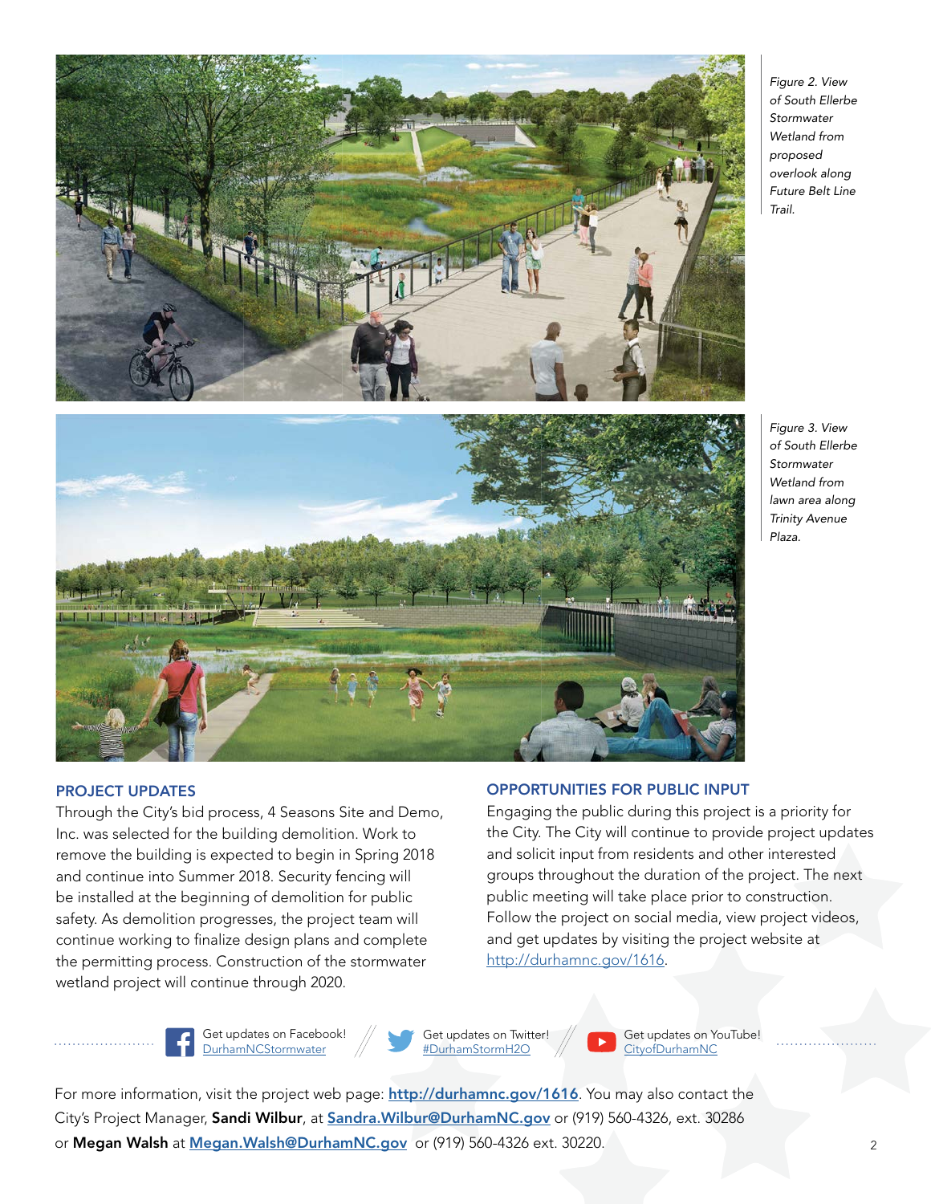*Figure 2. View of South Ellerbe Stormwater Wetland from proposed overlook along Future Belt Line Trail.*

*Figure 3. View of South Ellerbe Stormwater Wetland from lawn area along Trinity Avenue Plaza.*

## PROJECT UPDATES

Through the City's bid process, 4 Seasons Site and Demo, Inc. was selected for the building demolition. Work to remove the building is expected to begin in Spring 2018 and continue into Summer 2018. Security fencing will be installed at the beginning of demolition for public safety. As demolition progresses, the project team will continue working to finalize design plans and complete the permitting process. Construction of the stormwater wetland project will continue through 2020.

## OPPORTUNITIES FOR PUBLIC INPUT

Engaging the public during this project is a priority for the City. The City will continue to provide project updates and solicit input from residents and other interested groups throughout the duration of the project. The next public meeting will take place prior to construction. Follow the project on social media, view project videos, and get updates by visiting the project website at http://durhamnc.gov/1616.

Get updates on Facebook! DurhamNCStormwater

Get updates on Twitter! #DurhamStormH2O

Get updates on YouTube! CityofDurhamNC

For more information, visit the project web page: **http://durhamnc.gov/1616**. You may also contact the City's Project Manager, **Sandi Wilbur**, at **Sandra.Wilbur@DurhamNC.gov** or (919) 560-4326, ext. 30286 or **Megan Walsh** at **Megan.Walsh@DurhamNC.gov** or (919) 560-4326 ext. 30220.